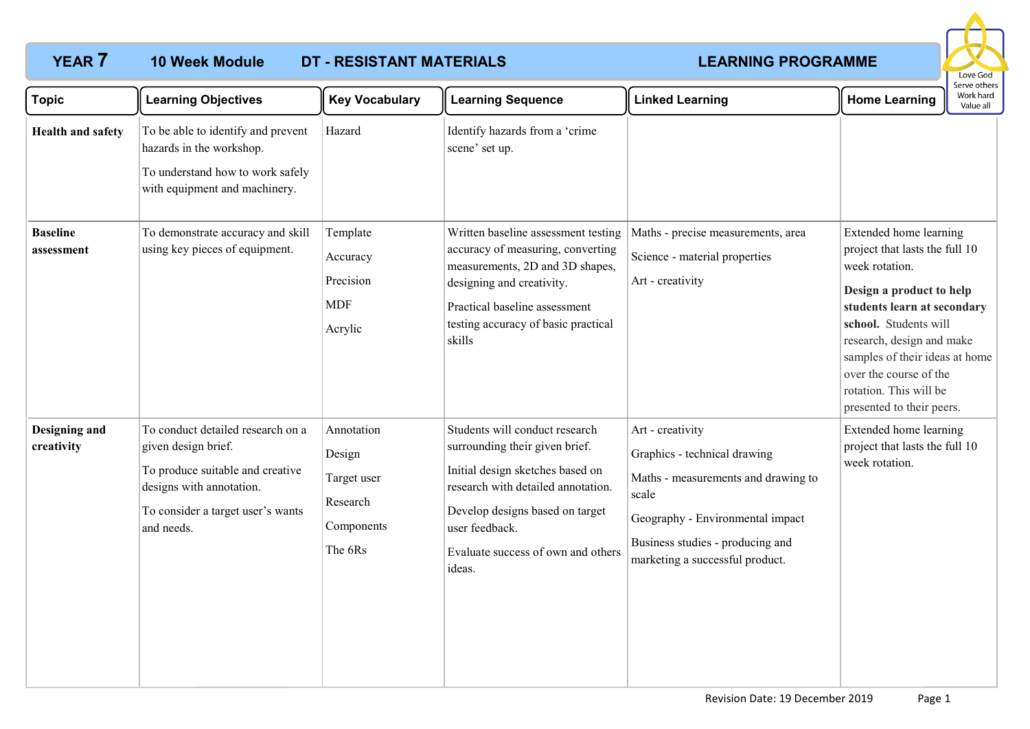# YEAR 7 10 Week Module DT - RESISTANT MATERIALS LEARNING PROGRAMME

Love God
Serve others
Work hard
Value all

| Topic | Learning Objectives | Key Vocabulary | Learning Sequence | Linked Learning | Home Learning |
|---|---|---|---|---|---|
| **Health and safety** | To be able to identify and prevent hazards in the workshop.<br>To understand how to work safely with equipment and machinery. | Hazard | Identify hazards from a 'crime scene' set up. | | |
| **Baseline assessment** | To demonstrate accuracy and skill using key pieces of equipment. | Template<br>Accuracy<br>Precision<br>MDF<br>Acrylic | Written baseline assessment testing accuracy of measuring, converting measurements, 2D and 3D shapes, designing and creativity.<br>Practical baseline assessment testing accuracy of basic practical skills | Maths - precise measurements, area<br>Science - material properties<br>Art - creativity | Extended home learning project that lasts the full 10 week rotation.<br>**Design a product to help students learn at secondary school.** Students will research, design and make samples of their ideas at home over the course of the rotation. This will be presented to their peers. |
| **Designing and creativity** | To conduct detailed research on a given design brief.<br>To produce suitable and creative designs with annotation.<br>To consider a target user's wants and needs. | Annotation<br>Design<br>Target user<br>Research<br>Components<br>The 6Rs | Students will conduct research surrounding their given brief.<br>Initial design sketches based on research with detailed annotation.<br>Develop designs based on target user feedback.<br>Evaluate success of own and others ideas. | Art - creativity<br>Graphics - technical drawing<br>Maths - measurements and drawing to scale<br>Geography - Environmental impact<br>Business studies - producing and marketing a successful product. | Extended home learning project that lasts the full 10 week rotation. |

Revision Date: 19 December 2019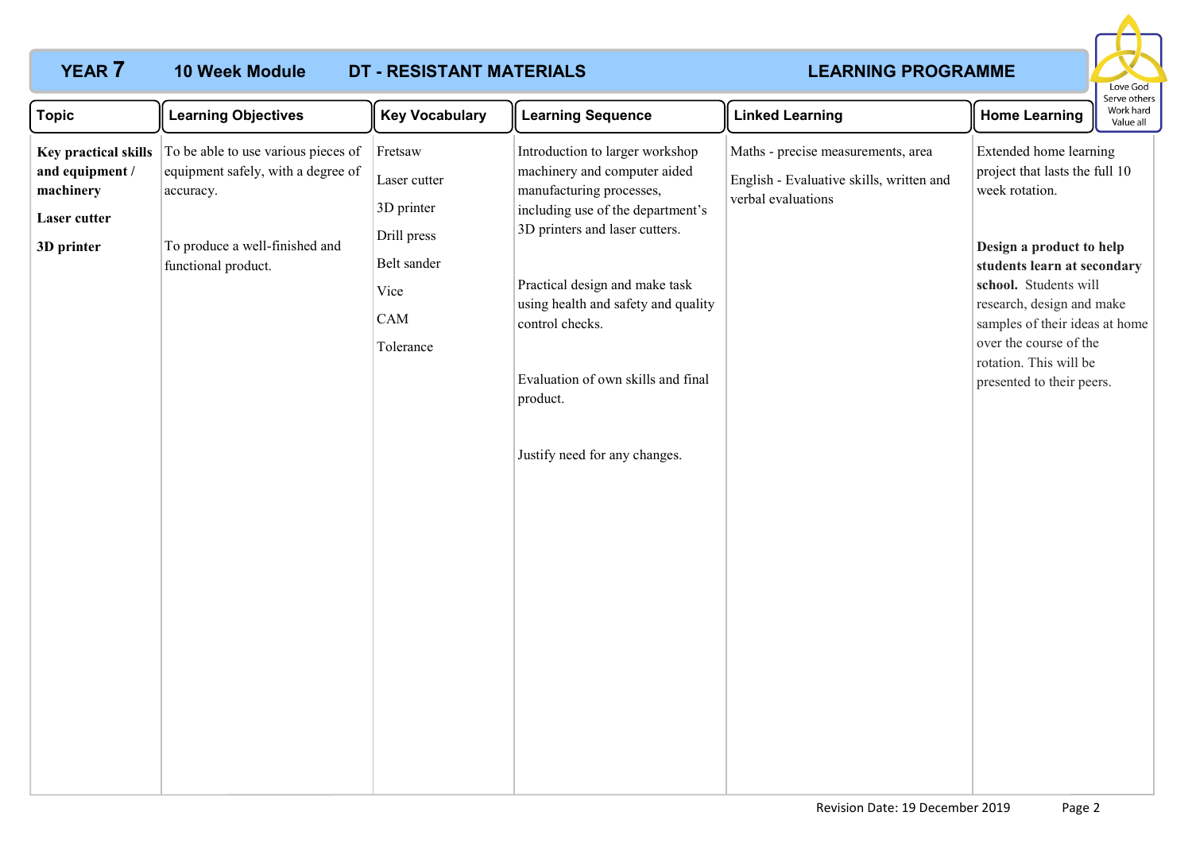**YEAR 7 10 Week Module DT - RESISTANT MATERIALS LEARNING PROGRAMME**

| Topic | Learning Objectives | Key Vocabulary | Learning Sequence | Linked Learning | Home Learning |
|---|---|---|---|---|---|
| **Key practical skills and equipment / machinery**<br><br>**Laser cutter**<br><br>**3D printer** | To be able to use various pieces of equipment safely, with a degree of accuracy.<br><br>To produce a well-finished and functional product. | Fretsaw<br><br>Laser cutter<br><br>3D printer<br><br>Drill press<br><br>Belt sander<br><br>Vice<br><br>CAM<br><br>Tolerance | Introduction to larger workshop machinery and computer aided manufacturing processes, including use of the department's 3D printers and laser cutters.<br><br>Practical design and make task using health and safety and quality control checks.<br><br>Evaluation of own skills and final product.<br><br>Justify need for any changes. | Maths - precise measurements, area<br><br>English - Evaluative skills, written and verbal evaluations | Extended home learning project that lasts the full 10 week rotation.<br><br>**Design a product to help students learn at secondary school.** Students will research, design and make samples of their ideas at home over the course of the rotation. This will be presented to their peers. |

Revision Date: 19 December 2019